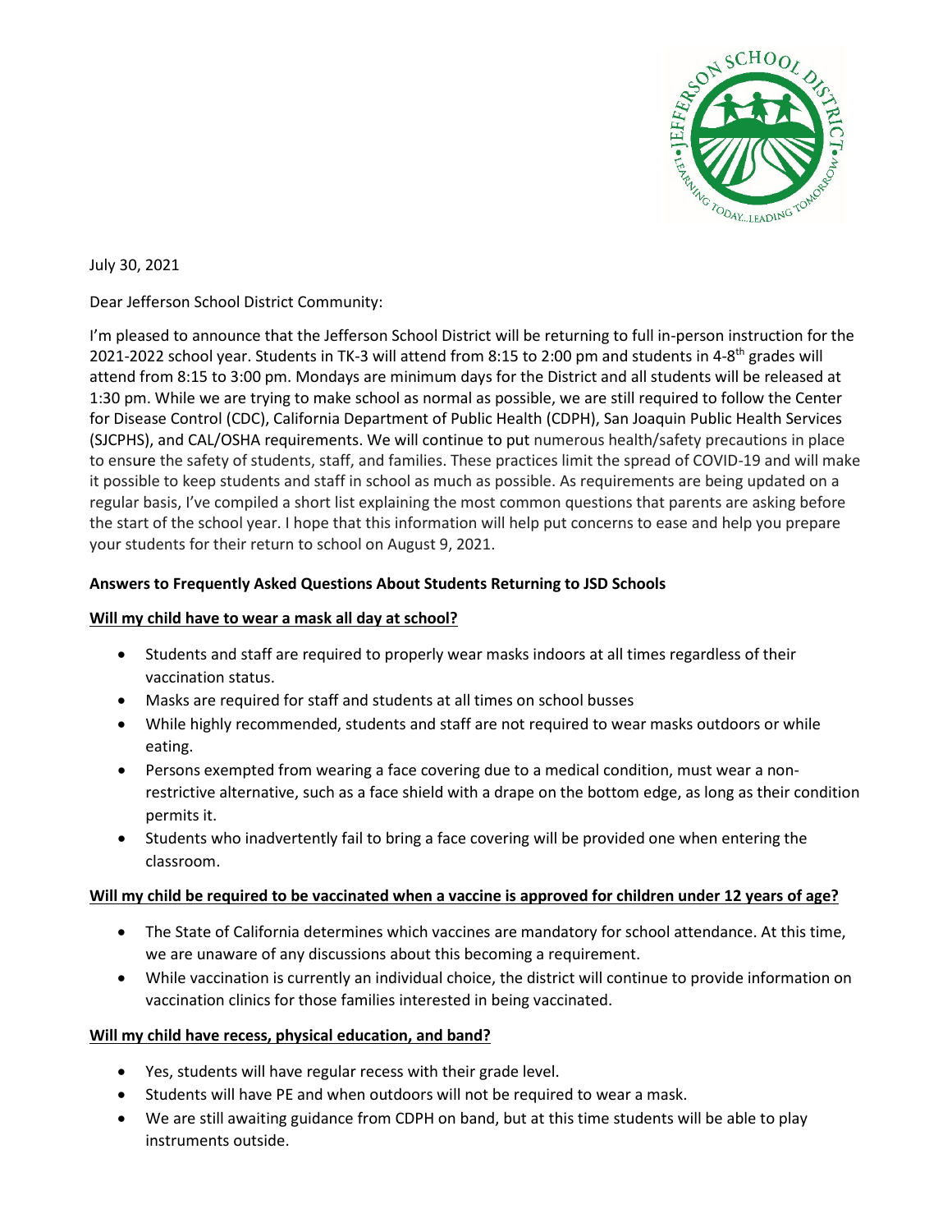July 30, 2021

Dear Jefferson School District Community:

I'm pleased to announce that the Jefferson School District will be returning to full in-person instruction for the 2021-2022 school year. Students in TK-3 will attend from 8:15 to 2:00 pm and students in 4-8th grades will attend from 8:15 to 3:00 pm. Mondays are minimum days for the District and all students will be released at 1:30 pm. While we are trying to make school as normal as possible, we are still required to follow the Center for Disease Control (CDC), California Department of Public Health (CDPH), San Joaquin Public Health Services (SJCPHS), and CAL/OSHA requirements. We will continue to put numerous health/safety precautions in place to ensure the safety of students, staff, and families. These practices limit the spread of COVID-19 and will make it possible to keep students and staff in school as much as possible. As requirements are being updated on a regular basis, I've compiled a short list explaining the most common questions that parents are asking before the start of the school year. I hope that this information will help put concerns to ease and help you prepare your students for their return to school on August 9, 2021.

**Answers to Frequently Asked Questions About Students Returning to JSD Schools**

**Will my child have to wear a mask all day at school?**

- Students and staff are required to properly wear masks indoors at all times regardless of their vaccination status.
- Masks are required for staff and students at all times on school busses
- While highly recommended, students and staff are not required to wear masks outdoors or while eating.
- Persons exempted from wearing a face covering due to a medical condition, must wear a non-restrictive alternative, such as a face shield with a drape on the bottom edge, as long as their condition permits it.
- Students who inadvertently fail to bring a face covering will be provided one when entering the classroom.

**Will my child be required to be vaccinated when a vaccine is approved for children under 12 years of age?**

- The State of California determines which vaccines are mandatory for school attendance. At this time, we are unaware of any discussions about this becoming a requirement.
- While vaccination is currently an individual choice, the district will continue to provide information on vaccination clinics for those families interested in being vaccinated.

**Will my child have recess, physical education, and band?**

- Yes, students will have regular recess with their grade level.
- Students will have PE and when outdoors will not be required to wear a mask.
- We are still awaiting guidance from CDPH on band, but at this time students will be able to play instruments outside.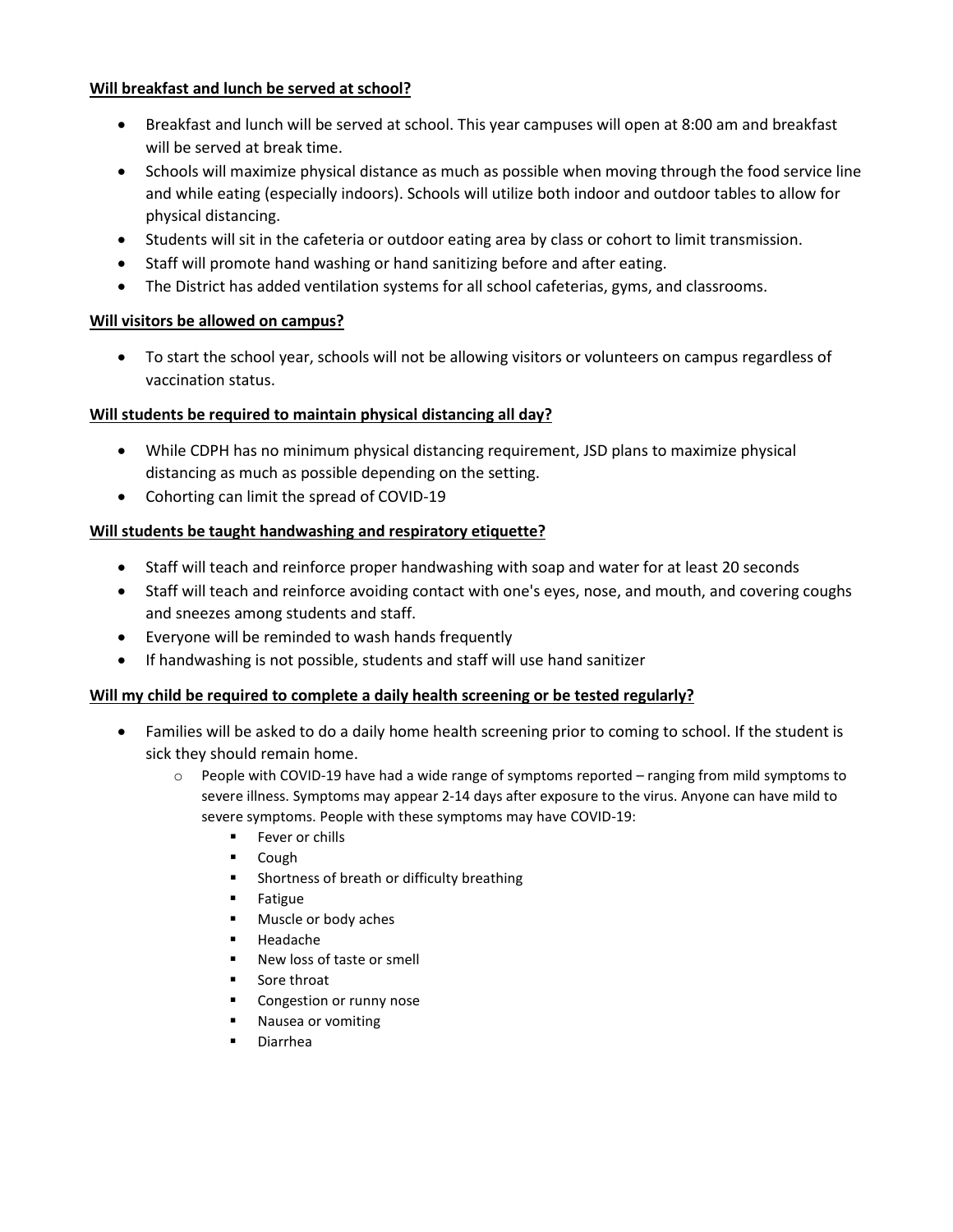**Will breakfast and lunch be served at school?**

- Breakfast and lunch will be served at school. This year campuses will open at 8:00 am and breakfast will be served at break time.
- Schools will maximize physical distance as much as possible when moving through the food service line and while eating (especially indoors). Schools will utilize both indoor and outdoor tables to allow for physical distancing.
- Students will sit in the cafeteria or outdoor eating area by class or cohort to limit transmission.
- Staff will promote hand washing or hand sanitizing before and after eating.
- The District has added ventilation systems for all school cafeterias, gyms, and classrooms.

**Will visitors be allowed on campus?**

- To start the school year, schools will not be allowing visitors or volunteers on campus regardless of vaccination status.

**Will students be required to maintain physical distancing all day?**

- While CDPH has no minimum physical distancing requirement, JSD plans to maximize physical distancing as much as possible depending on the setting.
- Cohorting can limit the spread of COVID-19

**Will students be taught handwashing and respiratory etiquette?**

- Staff will teach and reinforce proper handwashing with soap and water for at least 20 seconds
- Staff will teach and reinforce avoiding contact with one's eyes, nose, and mouth, and covering coughs and sneezes among students and staff.
- Everyone will be reminded to wash hands frequently
- If handwashing is not possible, students and staff will use hand sanitizer

**Will my child be required to complete a daily health screening or be tested regularly?**

- Families will be asked to do a daily home health screening prior to coming to school. If the student is sick they should remain home.
  - People with COVID-19 have had a wide range of symptoms reported – ranging from mild symptoms to severe illness. Symptoms may appear 2-14 days after exposure to the virus. Anyone can have mild to severe symptoms. People with these symptoms may have COVID-19:
    - Fever or chills
    - Cough
    - Shortness of breath or difficulty breathing
    - Fatigue
    - Muscle or body aches
    - Headache
    - New loss of taste or smell
    - Sore throat
    - Congestion or runny nose
    - Nausea or vomiting
    - Diarrhea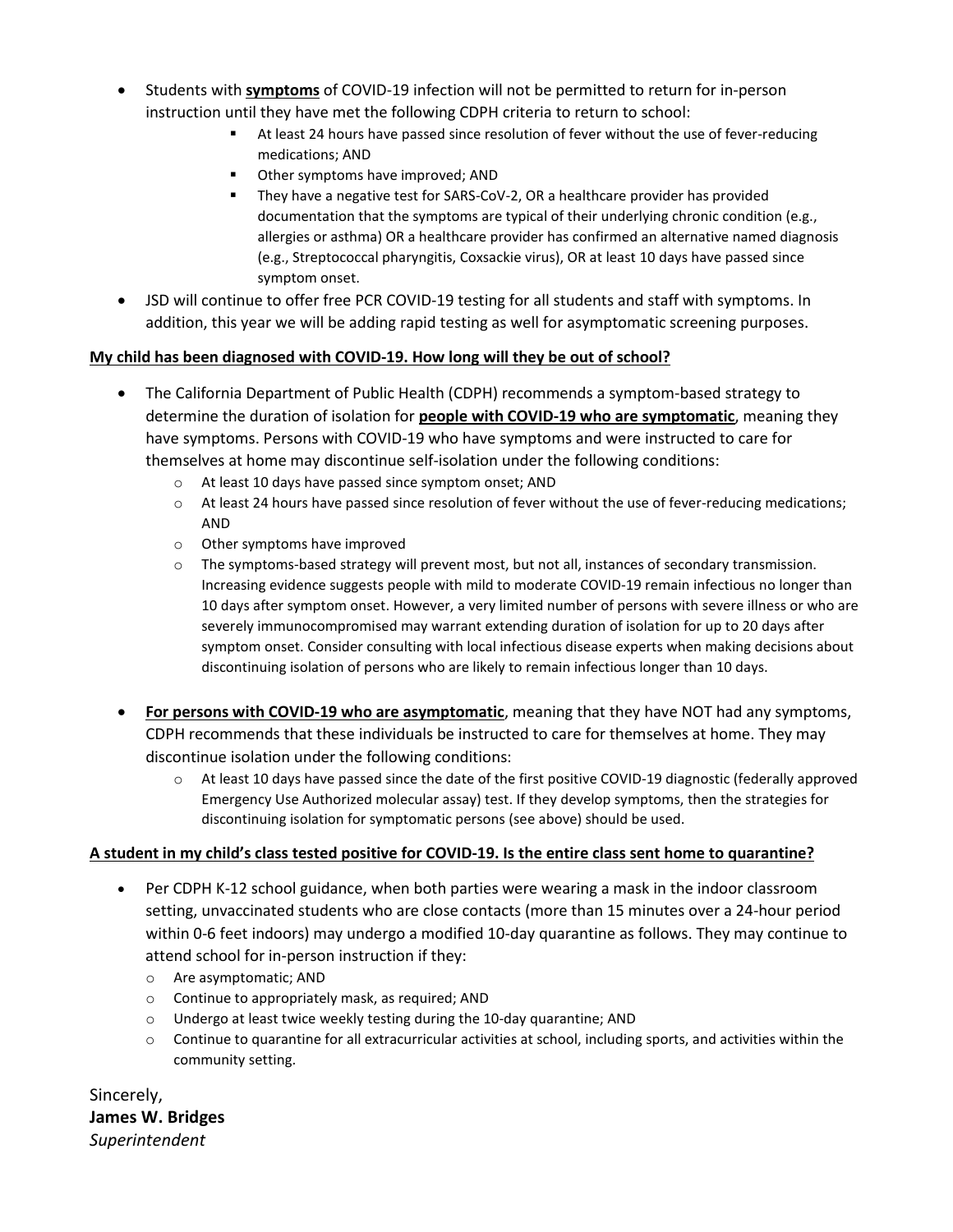- Students with **symptoms** of COVID-19 infection will not be permitted to return for in-person instruction until they have met the following CDPH criteria to return to school:
    - At least 24 hours have passed since resolution of fever without the use of fever-reducing medications; AND
    - Other symptoms have improved; AND
    - They have a negative test for SARS-CoV-2, OR a healthcare provider has provided documentation that the symptoms are typical of their underlying chronic condition (e.g., allergies or asthma) OR a healthcare provider has confirmed an alternative named diagnosis (e.g., Streptococcal pharyngitis, Coxsackie virus), OR at least 10 days have passed since symptom onset.
- JSD will continue to offer free PCR COVID-19 testing for all students and staff with symptoms. In addition, this year we will be adding rapid testing as well for asymptomatic screening purposes.

**My child has been diagnosed with COVID-19. How long will they be out of school?**

- The California Department of Public Health (CDPH) recommends a symptom-based strategy to determine the duration of isolation for **people with COVID-19 who are symptomatic**, meaning they have symptoms. Persons with COVID-19 who have symptoms and were instructed to care for themselves at home may discontinue self-isolation under the following conditions:
    - At least 10 days have passed since symptom onset; AND
    - At least 24 hours have passed since resolution of fever without the use of fever-reducing medications; AND
    - Other symptoms have improved
    - The symptoms-based strategy will prevent most, but not all, instances of secondary transmission. Increasing evidence suggests people with mild to moderate COVID-19 remain infectious no longer than 10 days after symptom onset. However, a very limited number of persons with severe illness or who are severely immunocompromised may warrant extending duration of isolation for up to 20 days after symptom onset. Consider consulting with local infectious disease experts when making decisions about discontinuing isolation of persons who are likely to remain infectious longer than 10 days.

- **For persons with COVID-19 who are asymptomatic**, meaning that they have NOT had any symptoms, CDPH recommends that these individuals be instructed to care for themselves at home. They may discontinue isolation under the following conditions:
    - At least 10 days have passed since the date of the first positive COVID-19 diagnostic (federally approved Emergency Use Authorized molecular assay) test. If they develop symptoms, then the strategies for discontinuing isolation for symptomatic persons (see above) should be used.

**A student in my child's class tested positive for COVID-19. Is the entire class sent home to quarantine?**

- Per CDPH K-12 school guidance, when both parties were wearing a mask in the indoor classroom setting, unvaccinated students who are close contacts (more than 15 minutes over a 24-hour period within 0-6 feet indoors) may undergo a modified 10-day quarantine as follows. They may continue to attend school for in-person instruction if they:
    - Are asymptomatic; AND
    - Continue to appropriately mask, as required; AND
    - Undergo at least twice weekly testing during the 10-day quarantine; AND
    - Continue to quarantine for all extracurricular activities at school, including sports, and activities within the community setting.

Sincerely,
**James W. Bridges**
*Superintendent*